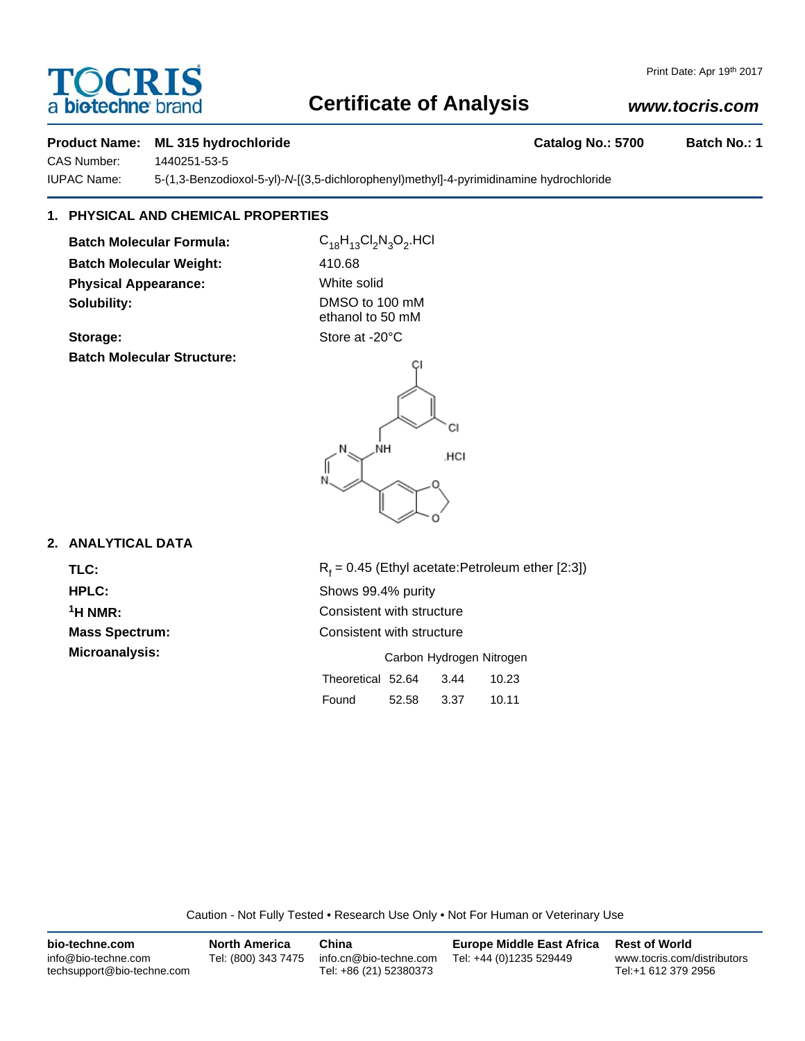# Certificate of Analysis

Print Date: Apr 19th 2017

www.tocris.com

**Product Name: ML 315 hydrochloride** **Catalog No.: 5700** **Batch No.: 1**

CAS Number: 1440251-53-5

IUPAC Name: 5-(1,3-Benzodioxol-5-yl)-*N*-[(3,5-dichlorophenyl)methyl]-4-pyrimidinamine hydrochloride

## 1. PHYSICAL AND CHEMICAL PROPERTIES

**Batch Molecular Formula:** $C_{18}H_{13}Cl_2N_3O_2$.HCl

**Batch Molecular Weight:** 410.68

**Physical Appearance:** White solid

**Solubility:** DMSO to 100 mM
ethanol to 50 mM

**Storage:** Store at -20°C

**Batch Molecular Structure:**

## 2. ANALYTICAL DATA

**TLC:** $R_f$ = 0.45 (Ethyl acetate:Petroleum ether [2:3])

**HPLC:** Shows 99.4% purity

**$^1$H NMR:** Consistent with structure

**Mass Spectrum:** Consistent with structure

**Microanalysis:**

| | Carbon | Hydrogen | Nitrogen |
|---|---|---|---|
| Theoretical | 52.64 | 3.44 | 10.23 |
| Found | 52.58 | 3.37 | 10.11 |

Caution - Not Fully Tested • Research Use Only • Not For Human or Veterinary Use

**bio-techne.com**
info@bio-techne.com
techsupport@bio-techne.com

**North America**
Tel: (800) 343 7475

**China**
info.cn@bio-techne.com
Tel: +86 (21) 52380373

**Europe Middle East Africa**
Tel: +44 (0)1235 529449

**Rest of World**
www.tocris.com/distributors
Tel:+1 612 379 2956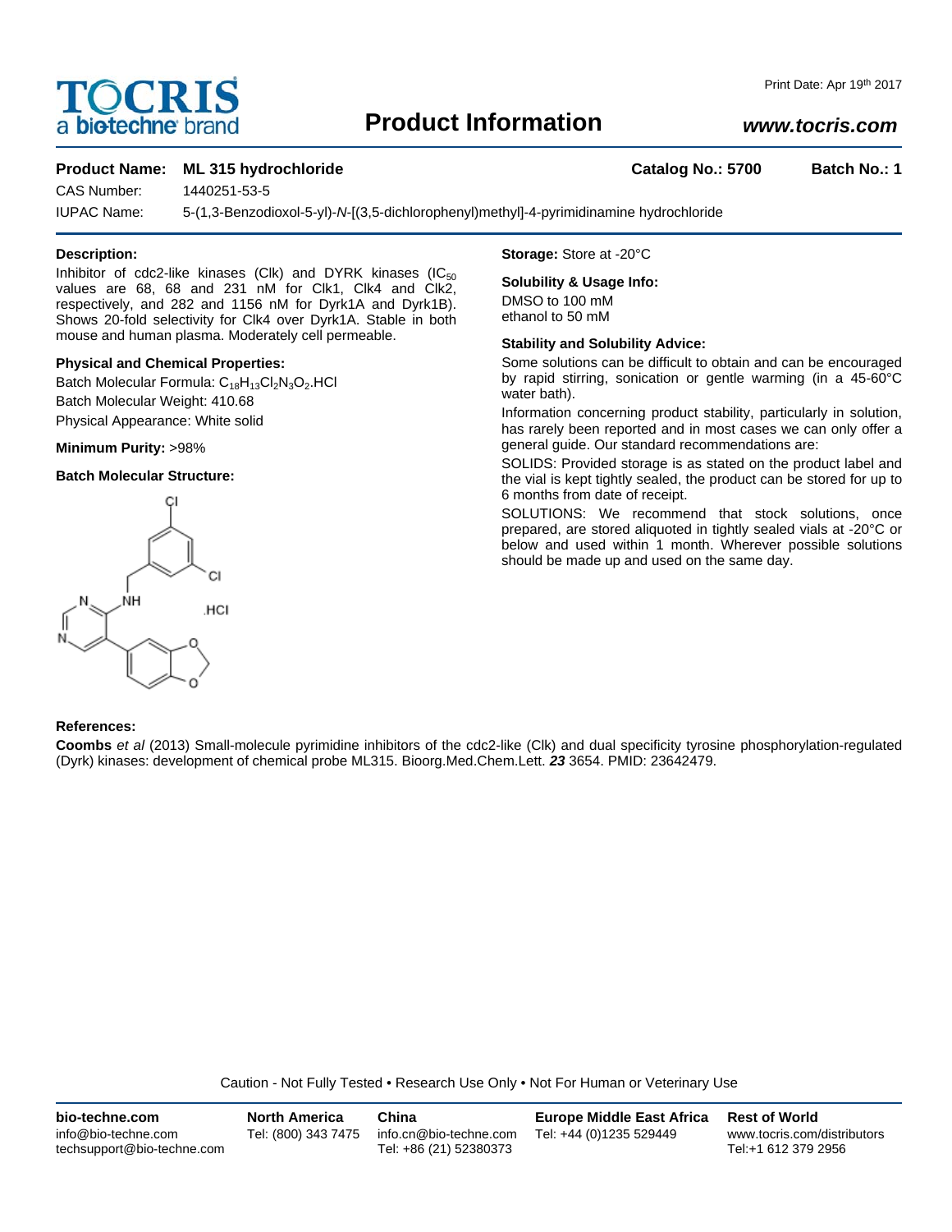Print Date: Apr 19th 2017

**TOCRIS** a biotechne brand

# Product Information

***www.tocris.com***

**Product Name: ML 315 hydrochloride** **Catalog No.: 5700** **Batch No.: 1**

CAS Number: 1440251-53-5

IUPAC Name: 5-(1,3-Benzodioxol-5-yl)-*N*-[(3,5-dichlorophenyl)methyl]-4-pyrimidinamine hydrochloride

**Description:**

Inhibitor of cdc2-like kinases (Clk) and DYRK kinases ($IC_{50}$ values are 68, 68 and 231 nM for Clk1, Clk4 and Clk2, respectively, and 282 and 1156 nM for Dyrk1A and Dyrk1B). Shows 20-fold selectivity for Clk4 over Dyrk1A. Stable in both mouse and human plasma. Moderately cell permeable.

**Physical and Chemical Properties:**

Batch Molecular Formula: $C_{18}H_{13}Cl_2N_3O_2$.HCl

Batch Molecular Weight: 410.68

Physical Appearance: White solid

**Minimum Purity:** >98%

**Batch Molecular Structure:**

.HCl

**Storage:** Store at -20°C

**Solubility & Usage Info:**

DMSO to 100 mM

ethanol to 50 mM

**Stability and Solubility Advice:**

Some solutions can be difficult to obtain and can be encouraged by rapid stirring, sonication or gentle warming (in a 45-60°C water bath).

Information concerning product stability, particularly in solution, has rarely been reported and in most cases we can only offer a general guide. Our standard recommendations are:

SOLIDS: Provided storage is as stated on the product label and the vial is kept tightly sealed, the product can be stored for up to 6 months from date of receipt.

SOLUTIONS: We recommend that stock solutions, once prepared, are stored aliquoted in tightly sealed vials at -20°C or below and used within 1 month. Wherever possible solutions should be made up and used on the same day.

**References:**

**Coombs** *et al* (2013) Small-molecule pyrimidine inhibitors of the cdc2-like (Clk) and dual specificity tyrosine phosphorylation-regulated (Dyrk) kinases: development of chemical probe ML315. Bioorg.Med.Chem.Lett. ***23*** 3654. PMID: 23642479.

Caution - Not Fully Tested • Research Use Only • Not For Human or Veterinary Use

**bio-techne.com**
info@bio-techne.com
techsupport@bio-techne.com

**North America**
Tel: (800) 343 7475

**China**
info.cn@bio-techne.com
Tel: +86 (21) 52380373

**Europe Middle East Africa**
Tel: +44 (0)1235 529449

**Rest of World**
www.tocris.com/distributors
Tel:+1 612 379 2956